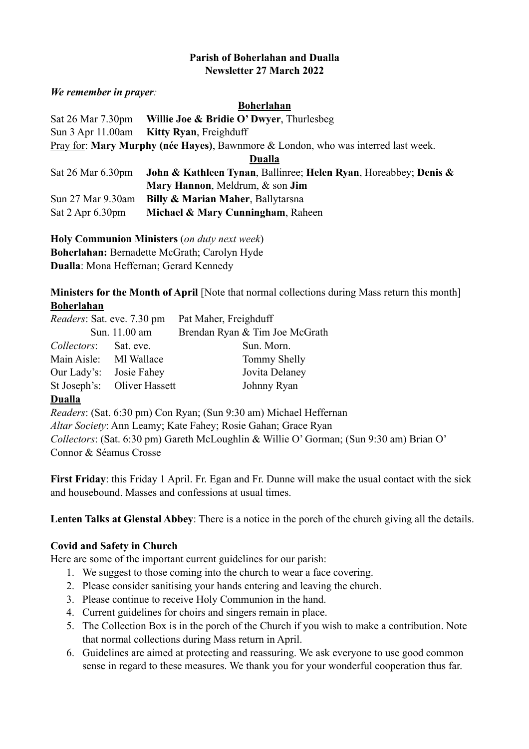**Parish of Boherlahan and Dualla**
**Newsletter 27 March 2022**

***We remember in prayer:***

**Boherlahan**

| | |
|---|---|
| Sat 26 Mar 7.30pm | **Willie Joe & Bridie O' Dwyer**, Thurlesbeg |
| Sun 3 Apr 11.00am | **Kitty Ryan**, Freighduff |

Pray for: **Mary Murphy (née Hayes)**, Bawnmore & London, who was interred last week.

**Dualla**

| | |
|---|---|
| Sat 26 Mar 6.30pm | **John & Kathleen Tynan**, Ballinree; **Helen Ryan**, Horeabbey; **Denis & Mary Hannon**, Meldrum, & son **Jim** |
| Sun 27 Mar 9.30am | **Billy & Marian Maher**, Ballytarsna |
| Sat 2 Apr 6.30pm | **Michael & Mary Cunningham**, Raheen |

**Holy Communion Ministers** (*on duty next week*)
**Boherlahan:** Bernadette McGrath; Carolyn Hyde
**Dualla**: Mona Heffernan; Gerard Kennedy

**Ministers for the Month of April** [Note that normal collections during Mass return this month]

**Boherlahan**

*Readers*: Sat. eve. 7.30 pm — Pat Maher, Freighduff
Sun. 11.00 am — Brendan Ryan & Tim Joe McGrath

| *Collectors*: | Sat. eve. | Sun. Morn. |
|---|---|---|
| Main Aisle: | Ml Wallace | Tommy Shelly |
| Our Lady's: | Josie Fahey | Jovita Delaney |
| St Joseph's: | Oliver Hassett | Johnny Ryan |

**Dualla**

*Readers*: (Sat. 6:30 pm) Con Ryan; (Sun 9:30 am) Michael Heffernan
*Altar Society*: Ann Leamy; Kate Fahey; Rosie Gahan; Grace Ryan
*Collectors*: (Sat. 6:30 pm) Gareth McLoughlin & Willie O' Gorman; (Sun 9:30 am) Brian O' Connor & Séamus Crosse

**First Friday**: this Friday 1 April. Fr. Egan and Fr. Dunne will make the usual contact with the sick and housebound. Masses and confessions at usual times.

**Lenten Talks at Glenstal Abbey**: There is a notice in the porch of the church giving all the details.

**Covid and Safety in Church**

Here are some of the important current guidelines for our parish:

1. We suggest to those coming into the church to wear a face covering.
2. Please consider sanitising your hands entering and leaving the church.
3. Please continue to receive Holy Communion in the hand.
4. Current guidelines for choirs and singers remain in place.
5. The Collection Box is in the porch of the Church if you wish to make a contribution. Note that normal collections during Mass return in April.
6. Guidelines are aimed at protecting and reassuring. We ask everyone to use good common sense in regard to these measures. We thank you for your wonderful cooperation thus far.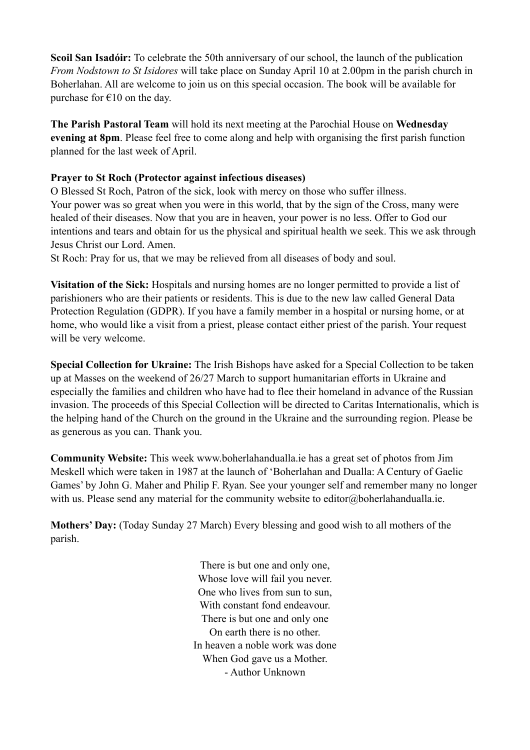**Scoil San Isadóir:** To celebrate the 50th anniversary of our school, the launch of the publication *From Nodstown to St Isidores* will take place on Sunday April 10 at 2.00pm in the parish church in Boherlahan. All are welcome to join us on this special occasion. The book will be available for purchase for €10 on the day.

**The Parish Pastoral Team** will hold its next meeting at the Parochial House on **Wednesday evening at 8pm**. Please feel free to come along and help with organising the first parish function planned for the last week of April.

**Prayer to St Roch (Protector against infectious diseases)**
O Blessed St Roch, Patron of the sick, look with mercy on those who suffer illness.
Your power was so great when you were in this world, that by the sign of the Cross, many were healed of their diseases. Now that you are in heaven, your power is no less. Offer to God our intentions and tears and obtain for us the physical and spiritual health we seek. This we ask through Jesus Christ our Lord. Amen.
St Roch: Pray for us, that we may be relieved from all diseases of body and soul.

**Visitation of the Sick:** Hospitals and nursing homes are no longer permitted to provide a list of parishioners who are their patients or residents. This is due to the new law called General Data Protection Regulation (GDPR). If you have a family member in a hospital or nursing home, or at home, who would like a visit from a priest, please contact either priest of the parish. Your request will be very welcome.

**Special Collection for Ukraine:** The Irish Bishops have asked for a Special Collection to be taken up at Masses on the weekend of 26/27 March to support humanitarian efforts in Ukraine and especially the families and children who have had to flee their homeland in advance of the Russian invasion. The proceeds of this Special Collection will be directed to Caritas Internationalis, which is the helping hand of the Church on the ground in the Ukraine and the surrounding region. Please be as generous as you can. Thank you.

**Community Website:** This week www.boherlahandualla.ie has a great set of photos from Jim Meskell which were taken in 1987 at the launch of 'Boherlahan and Dualla: A Century of Gaelic Games' by John G. Maher and Philip F. Ryan. See your younger self and remember many no longer with us. Please send any material for the community website to editor@boherlahandualla.ie.

**Mothers' Day:** (Today Sunday 27 March) Every blessing and good wish to all mothers of the parish.

There is but one and only one,
Whose love will fail you never.
One who lives from sun to sun,
With constant fond endeavour.
There is but one and only one
On earth there is no other.
In heaven a noble work was done
When God gave us a Mother.
- Author Unknown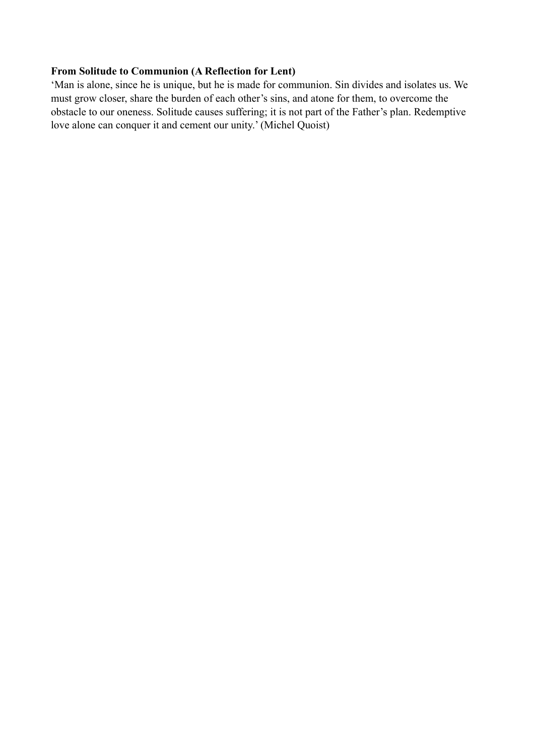**From Solitude to Communion (A Reflection for Lent)**

'Man is alone, since he is unique, but he is made for communion. Sin divides and isolates us. We must grow closer, share the burden of each other's sins, and atone for them, to overcome the obstacle to our oneness. Solitude causes suffering; it is not part of the Father's plan. Redemptive love alone can conquer it and cement our unity.' (Michel Quoist)